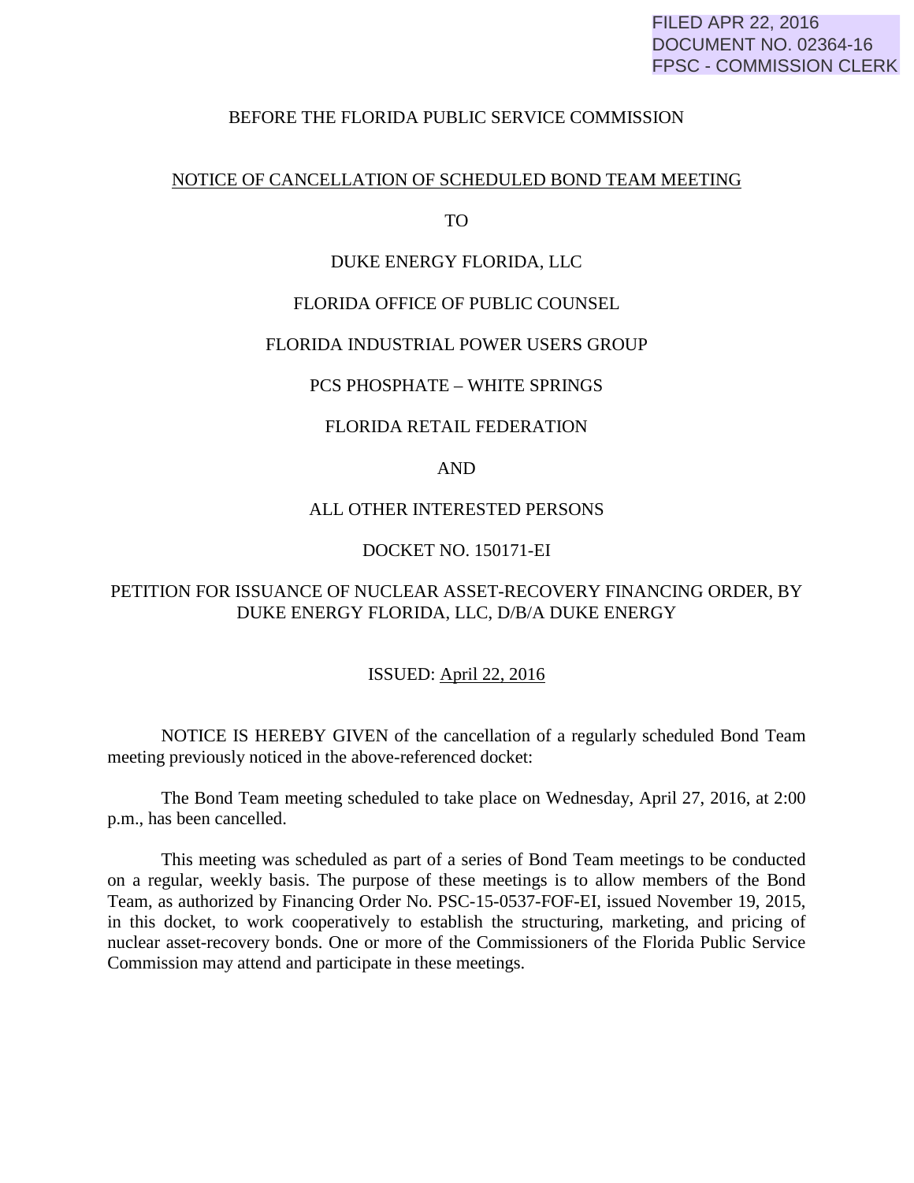FILED APR 22, 2016
DOCUMENT NO. 02364-16
FPSC - COMMISSION CLERK

BEFORE THE FLORIDA PUBLIC SERVICE COMMISSION

NOTICE OF CANCELLATION OF SCHEDULED BOND TEAM MEETING

TO

DUKE ENERGY FLORIDA, LLC

FLORIDA OFFICE OF PUBLIC COUNSEL

FLORIDA INDUSTRIAL POWER USERS GROUP

PCS PHOSPHATE – WHITE SPRINGS

FLORIDA RETAIL FEDERATION

AND

ALL OTHER INTERESTED PERSONS

DOCKET NO. 150171-EI

PETITION FOR ISSUANCE OF NUCLEAR ASSET-RECOVERY FINANCING ORDER, BY DUKE ENERGY FLORIDA, LLC, D/B/A DUKE ENERGY

ISSUED: April 22, 2016

NOTICE IS HEREBY GIVEN of the cancellation of a regularly scheduled Bond Team meeting previously noticed in the above-referenced docket:

The Bond Team meeting scheduled to take place on Wednesday, April 27, 2016, at 2:00 p.m., has been cancelled.

This meeting was scheduled as part of a series of Bond Team meetings to be conducted on a regular, weekly basis. The purpose of these meetings is to allow members of the Bond Team, as authorized by Financing Order No. PSC-15-0537-FOF-EI, issued November 19, 2015, in this docket, to work cooperatively to establish the structuring, marketing, and pricing of nuclear asset-recovery bonds. One or more of the Commissioners of the Florida Public Service Commission may attend and participate in these meetings.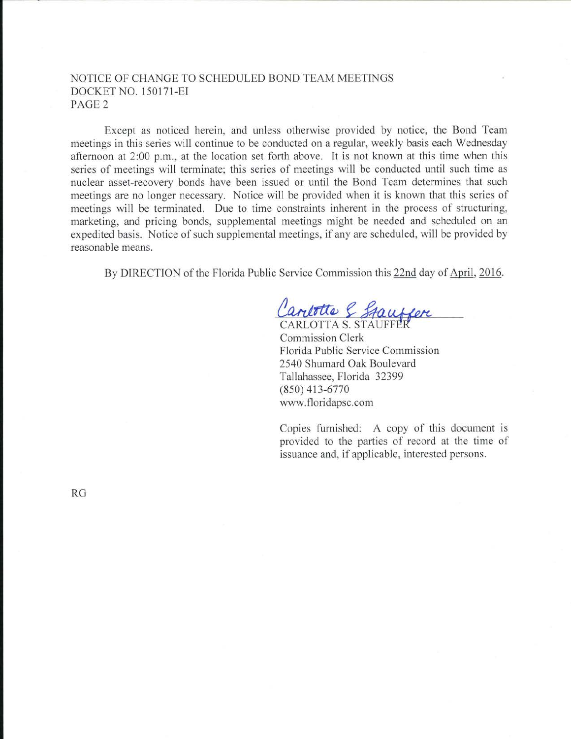Except as noticed herein, and unless otherwise provided by notice, the Bond Team meetings in this series will continue to be conducted on a regular, weekly basis each Wednesday afternoon at 2:00 p.m., at the location set forth above. It is not known at this time when this series of meetings will terminate; this series of meetings will be conducted until such time as nuclear asset-recovery bonds have been issued or until the Bond Team determines that such meetings are no longer necessary. Notice will be provided when it is known that this series of meetings will be terminated. Due to time constraints inherent in the process of structuring, marketing, and pricing bonds, supplemental meetings might be needed and scheduled on an expedited basis. Notice of such supplemental meetings, if any are scheduled, will be provided by reasonable means.

By DIRECTION of the Florida Public Service Commission this 22nd day of April, 2016.

Carlotta S. Stauffer

CARLOTTA S. STAUFFER
Commission Clerk
Florida Public Service Commission
2540 Shumard Oak Boulevard
Tallahassee, Florida 32399
(850) 413-6770
www.floridapsc.com

Copies furnished: A copy of this document is provided to the parties of record at the time of issuance and, if applicable, interested persons.

RG